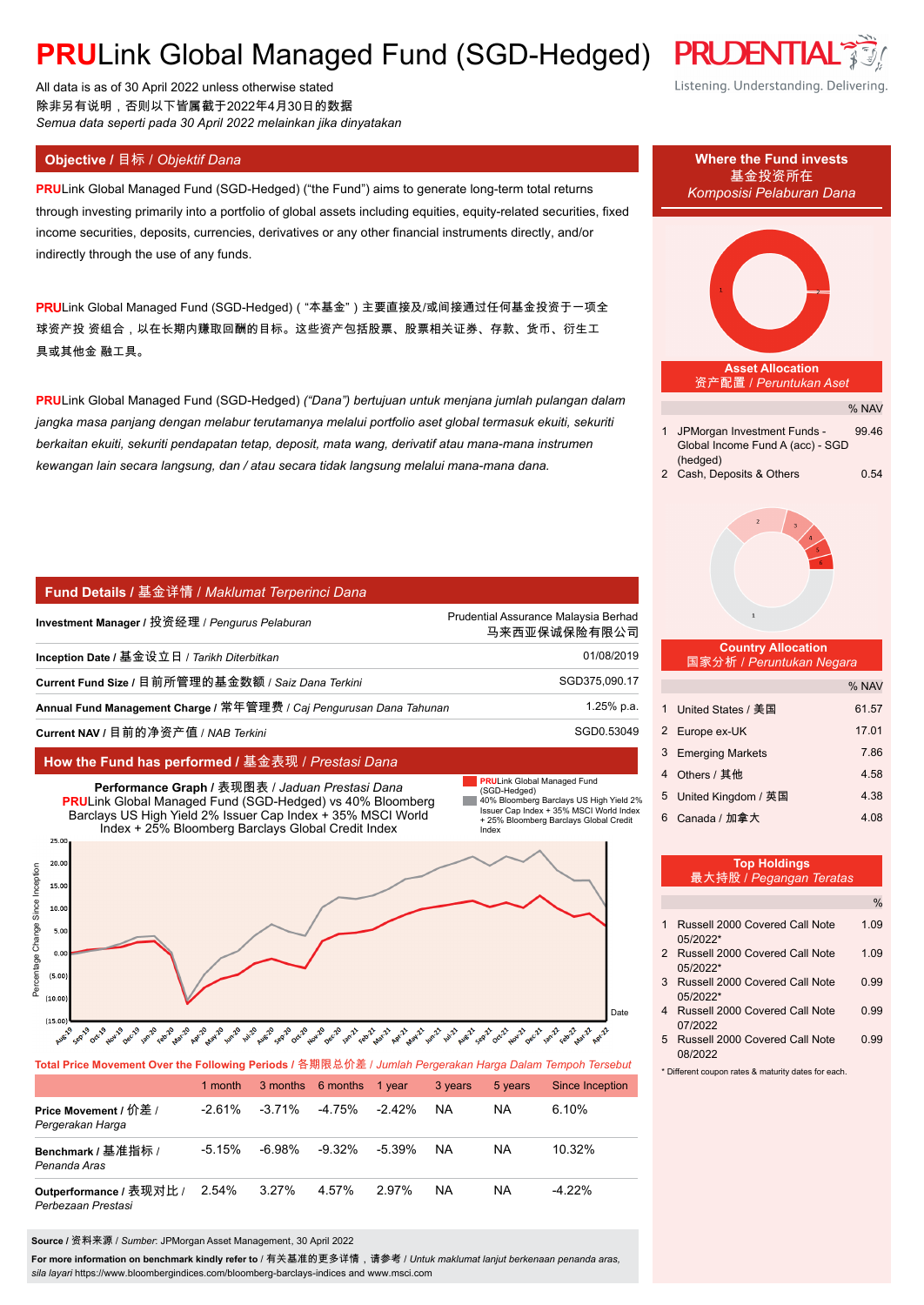# PRULink Global Managed Fund (SGD-Hedged)

All data is as of 30 April 2022 unless otherwise stated
除非另有说明，否则以下皆属截于2022年4月30日的数据
*Semua data seperti pada 30 April 2022 melainkan jika dinyatakan*

## Objective / 目标 / *Objektif Dana*

**PRU**Link Global Managed Fund (SGD-Hedged) ("the Fund") aims to generate long-term total returns through investing primarily into a portfolio of global assets including equities, equity-related securities, fixed income securities, deposits, currencies, derivatives or any other financial instruments directly, and/or indirectly through the use of any funds.

**PRU**Link Global Managed Fund (SGD-Hedged)（"本基金"）主要直接及/或间接通过任何基金投资于一项全球资产投 资组合，以在长期内赚取回酬的目标。这些资产包括股票、股票相关证券、存款、货币、衍生工具或其他金 融工具。

**PRU**Link Global Managed Fund (SGD-Hedged) *("Dana") bertujuan untuk menjana jumlah pulangan dalam jangka masa panjang dengan melabur terutamanya melalui portfolio aset global termasuk ekuiti, sekuriti berkaitan ekuiti, sekuriti pendapatan tetap, deposit, mata wang, derivatif atau mana-mana instrumen kewangan lain secara langsung, dan / atau secara tidak langsung melalui mana-mana dana.*

## Fund Details / 基金详情 / *Maklumat Terperinci Dana*

| | |
|---|---|
| **Investment Manager /** 投资经理 / *Pengurus Pelaburan* | Prudential Assurance Malaysia Berhad 马来西亚保诚保险有限公司 |
| **Inception Date /** 基金设立日 / *Tarikh Diterbitkan* | 01/08/2019 |
| **Current Fund Size /** 目前所管理的基金数额 / *Saiz Dana Terkini* | SGD375,090.17 |
| **Annual Fund Management Charge /** 常年管理费 / *Caj Pengurusan Dana Tahunan* | 1.25% p.a. |
| **Current NAV /** 目前的净资产值 / *NAB Terkini* | SGD0.53049 |

## How the Fund has performed / 基金表现 / *Prestasi Dana*

**Performance Graph /** 表现图表 / *Jaduan Prestasi Dana*
**PRU**Link Global Managed Fund (SGD-Hedged) vs 40% Bloomberg Barclays US High Yield 2% Issuer Cap Index + 35% MSCI World Index + 25% Bloomberg Barclays Global Credit Index

**Total Price Movement Over the Following Periods /** 各期限总价差 / *Jumlah Pergerakan Harga Dalam Tempoh Tersebut*

| | 1 month | 3 months | 6 months | 1 year | 3 years | 5 years | Since Inception |
|---|---|---|---|---|---|---|---|
| **Price Movement /** 价差 / *Pergerakan Harga* | -2.61% | -3.71% | -4.75% | -2.42% | NA | NA | 6.10% |
| **Benchmark /** 基准指标 / *Penanda Aras* | -5.15% | -6.98% | -9.32% | -5.39% | NA | NA | 10.32% |
| **Outperformance /** 表现对比 / *Perbezaan Prestasi* | 2.54% | 3.27% | 4.57% | 2.97% | NA | NA | -4.22% |

**Source /** 资料来源 / *Sumber*: JPMorgan Asset Management, 30 April 2022

**For more information on benchmark kindly refer to** / 有关基准的更多详情，请参考 / *Untuk maklumat lanjut berkenaan penanda aras, sila layari* https://www.bloombergindices.com/bloomberg-barclays-indices and www.msci.com

## Where the Fund invests / 基金投资所在 / *Komposisi Pelaburan Dana*

**Asset Allocation** / 资产配置 / *Peruntukan Aset*

| | | % NAV |
|---|---|---|
| 1 | JPMorgan Investment Funds - Global Income Fund A (acc) - SGD (hedged) | 99.46 |
| 2 | Cash, Deposits & Others | 0.54 |

**Country Allocation** / 国家分析 / *Peruntukan Negara*

| | | % NAV |
|---|---|---|
| 1 | United States / 美国 | 61.57 |
| 2 | Europe ex-UK | 17.01 |
| 3 | Emerging Markets | 7.86 |
| 4 | Others / 其他 | 4.58 |
| 5 | United Kingdom / 英国 | 4.38 |
| 6 | Canada / 加拿大 | 4.08 |

**Top Holdings** / 最大持股 / *Pegangan Teratas*

| | | % |
|---|---|---|
| 1 | Russell 2000 Covered Call Note 05/2022* | 1.09 |
| 2 | Russell 2000 Covered Call Note 05/2022* | 1.09 |
| 3 | Russell 2000 Covered Call Note 05/2022* | 0.99 |
| 4 | Russell 2000 Covered Call Note 07/2022 | 0.99 |
| 5 | Russell 2000 Covered Call Note 08/2022 | 0.99 |

* Different coupon rates & maturity dates for each.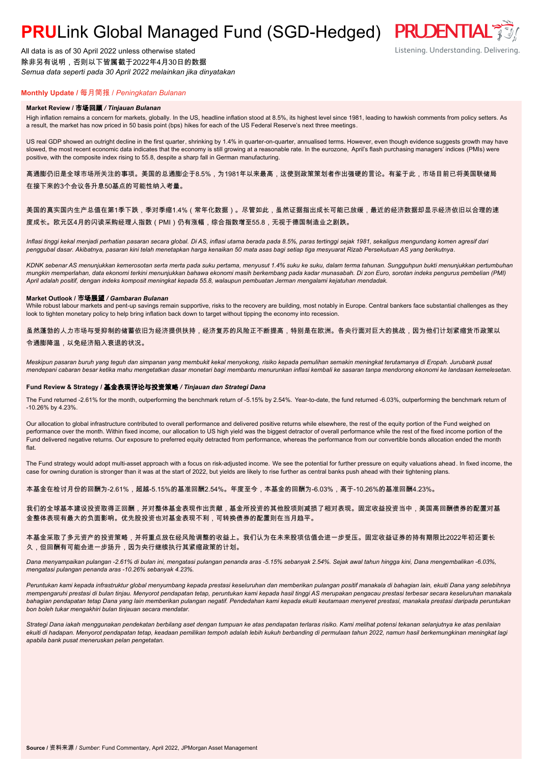# **PRU**Link Global Managed Fund (SGD-Hedged)

All data is as of 30 April 2022 unless otherwise stated
除非另有说明，否则以下皆属截于2022年4月30日的数据
*Semua data seperti pada 30 April 2022 melainkan jika dinyatakan*

## **Monthly Update** / 每月简报 / *Peningkatan Bulanan*

### **Market Review / 市场回顾 / *Tinjauan Bulanan***

High inflation remains a concern for markets, globally. In the US, headline inflation stood at 8.5%, its highest level since 1981, leading to hawkish comments from policy setters. As a result, the market has now priced in 50 basis point (bps) hikes for each of the US Federal Reserve's next three meetings.

US real GDP showed an outright decline in the first quarter, shrinking by 1.4% in quarter-on-quarter, annualised terms. However, even though evidence suggests growth may have slowed, the most recent economic data indicates that the economy is still growing at a reasonable rate. In the eurozone, April's flash purchasing managers' indices (PMIs) were positive, with the composite index rising to 55.8, despite a sharp fall in German manufacturing.

高通膨仍旧是全球市场所关注的事项。美国的总通膨企于8.5%，为1981年以来最高，这使到政策策划者作出强硬的言论。有鉴于此，市场目前已将美国联储局在接下来的3个会议各升息50基点的可能性纳入考量。

美国的真实国内生产总值在第1季下跌，季对季缩1.4%（常年化数据）。尽管如此，虽然证据指出成长可能已放缓，最近的经济数据却显示经济依旧以合理的速度成长。欧元区4月的闪读采购经理人指数（PMI）仍有涨幅，综合指数增至55.8，无视于德国制造业之剧跌。

*Inflasi tinggi kekal menjadi perhatian pasaran secara global. Di AS, inflasi utama berada pada 8.5%, paras tertinggi sejak 1981, sekaligus mengundang komen agresif dari penggubal dasar. Akibatnya, pasaran kini telah menetapkan harga kenaikan 50 mata asas bagi setiap tiga mesyuarat Rizab Persekutuan AS yang berikutnya.*

*KDNK sebenar AS menunjukkan kemerosotan serta merta pada suku pertama, menyusut 1.4% suku ke suku, dalam terma tahunan. Sungguhpun bukti menunjukkan pertumbuhan mungkin memperlahan, data ekonomi terkini menunjukkan bahawa ekonomi masih berkembang pada kadar munasabah. Di zon Euro, sorotan indeks pengurus pembelian (PMI) April adalah positif, dengan indeks komposit meningkat kepada 55.8, walaupun pembuatan Jerman mengalami kejatuhan mendadak.*

### **Market Outlook / 市场展望 / *Gambaran Bulanan***

While robust labour markets and pent-up savings remain supportive, risks to the recovery are building, most notably in Europe. Central bankers face substantial challenges as they look to tighten monetary policy to help bring inflation back down to target without tipping the economy into recession.

虽然蓬勃的人力市场与受抑制的储蓄依旧为经济提供扶持，经济复苏的风险正不断提高，特别是在欧洲。各央行面对巨大的挑战，因为他们计划紧缩货币政策以令通膨降温，以免经济陷入衰退的状况。

*Meskipun pasaran buruh yang teguh dan simpanan yang membukit kekal menyokong, risiko kepada pemulihan semakin meningkat terutamanya di Eropah. Jurubank pusat mendepani cabaran besar ketika mahu mengetatkan dasar monetari bagi membantu menurunkan inflasi kembali ke sasaran tanpa mendorong ekonomi ke landasan kemelesetan.*

### **Fund Review & Strategy / 基金表现评论与投资策略 / *Tinjauan dan Strategi Dana***

The Fund returned -2.61% for the month, outperforming the benchmark return of -5.15% by 2.54%. Year-to-date, the fund returned -6.03%, outperforming the benchmark return of -10.26% by 4.23%.

Our allocation to global infrastructure contributed to overall performance and delivered positive returns while elsewhere, the rest of the equity portion of the Fund weighed on performance over the month. Within fixed income, our allocation to US high yield was the biggest detractor of overall performance while the rest of the fixed income portion of the Fund delivered negative returns. Our exposure to preferred equity detracted from performance, whereas the performance from our convertible bonds allocation ended the month flat.

The Fund strategy would adopt multi-asset approach with a focus on risk-adjusted income. We see the potential for further pressure on equity valuations ahead. In fixed income, the case for owning duration is stronger than it was at the start of 2022, but yields are likely to rise further as central banks push ahead with their tightening plans.

本基金在检讨月份的回酬为-2.61%，超越-5.15%的基准回酬2.54%。年度至今，本基金的回酬为-6.03%，高于-10.26%的基准回酬4.23%。

我们的全球基本建设投资取得正回酬，并对整体基金表现作出贡献，基金所投资的其他股项则减损了相对表现。固定收益投资当中，美国高回酬债券的配置对基金整体表现有最大的负面影响。优先股投资也对基金表现不利，可转换债券的配置则在当月趋平。

本基金采取了多元资产的投资策略，并将重点放在经风险调整的收益上。我们认为在未来股项估值会进一步受压。固定收益证券的持有期限比2022年初还要长久，但回酬有可能会进一步扬升，因为央行继续执行其紧缩政策的计划。

*Dana menyampaikan pulangan -2.61% di bulan ini, mengatasi pulangan penanda aras -5.15% sebanyak 2.54%. Sejak awal tahun hingga kini, Dana mengembalikan -6.03%, mengatasi pulangan penanda aras -10.26% sebanyak 4.23%.*

*Peruntukan kami kepada infrastruktur global menyumbang kepada prestasi keseluruhan dan memberikan pulangan positif manakala di bahagian lain, ekuiti Dana yang selebihnya mempengaruhi prestasi di bulan tinjau. Menyorot pendapatan tetap, peruntukan kami kepada hasil tinggi AS merupakan pengacau prestasi terbesar secara keseluruhan manakala bahagian pendapatan tetap Dana yang lain memberikan pulangan negatif. Pendedahan kami kepada ekuiti keutamaan menyeret prestasi, manakala prestasi daripada peruntukan bon boleh tukar mengakhiri bulan tinjauan secara mendatar.*

*Strategi Dana iakah menggunakan pendekatan berbilang aset dengan tumpuan ke atas pendapatan terlaras risiko. Kami melihat potensi tekanan selanjutnya ke atas penilaian ekuiti di hadapan. Menyorot pendapatan tetap, keadaan pemilikan tempoh adalah lebih kukuh berbanding di permulaan tahun 2022, namun hasil berkemungkinan meningkat lagi apabila bank pusat meneruskan pelan pengetatan.*

**Source** / 资料来源 / *Sumber*: Fund Commentary, April 2022, JPMorgan Asset Management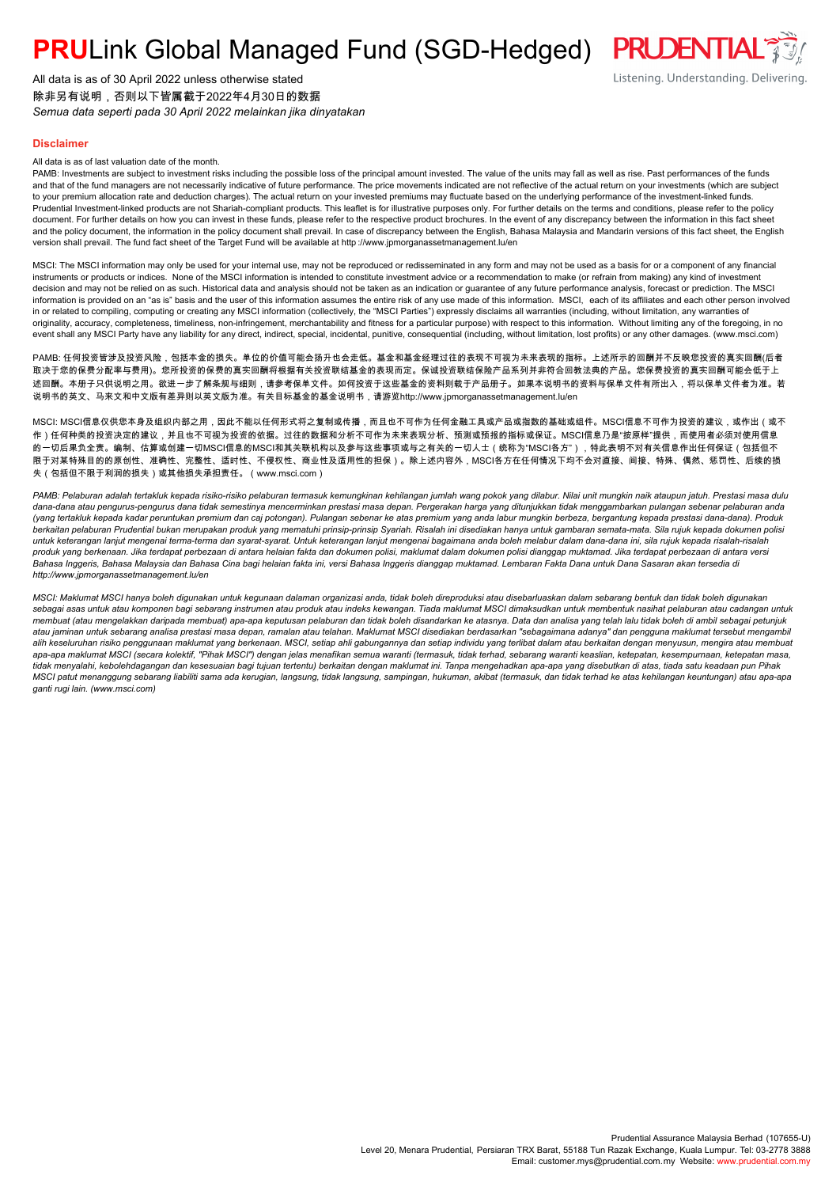# **PRU**Link Global Managed Fund (SGD-Hedged)

All data is as of 30 April 2022 unless otherwise stated
除非另有说明，否则以下皆属截于2022年4月30日的数据
*Semua data seperti pada 30 April 2022 melainkan jika dinyatakan*

## Disclaimer

All data is as of last valuation date of the month.
PAMB: Investments are subject to investment risks including the possible loss of the principal amount invested. The value of the units may fall as well as rise. Past performances of the funds and that of the fund managers are not necessarily indicative of future performance. The price movements indicated are not reflective of the actual return on your investments (which are subject to your premium allocation rate and deduction charges). The actual return on your invested premiums may fluctuate based on the underlying performance of the investment-linked funds. Prudential Investment-linked products are not Shariah-compliant products. This leaflet is for illustrative purposes only. For further details on the terms and conditions, please refer to the policy document. For further details on how you can invest in these funds, please refer to the respective product brochures. In the event of any discrepancy between the information in this fact sheet and the policy document, the information in the policy document shall prevail. In case of discrepancy between the English, Bahasa Malaysia and Mandarin versions of this fact sheet, the English version shall prevail. The fund fact sheet of the Target Fund will be available at http ://www.jpmorganassetmanagement.lu/en

MSCI: The MSCI information may only be used for your internal use, may not be reproduced or redisseminated in any form and may not be used as a basis for or a component of any financial instruments or products or indices. None of the MSCI information is intended to constitute investment advice or a recommendation to make (or refrain from making) any kind of investment decision and may not be relied on as such. Historical data and analysis should not be taken as an indication or guarantee of any future performance analysis, forecast or prediction. The MSCI information is provided on an "as is" basis and the user of this information assumes the entire risk of any use made of this information. MSCI, each of its affiliates and each other person involved in or related to compiling, computing or creating any MSCI information (collectively, the "MSCI Parties") expressly disclaims all warranties (including, without limitation, any warranties of originality, accuracy, completeness, timeliness, non-infringement, merchantability and fitness for a particular purpose) with respect to this information. Without limiting any of the foregoing, in no event shall any MSCI Party have any liability for any direct, indirect, special, incidental, punitive, consequential (including, without limitation, lost profits) or any other damages. (www.msci.com)

PAMB: 任何投资皆涉及投资风险，包括本金的损失。单位的价值可能会扬升也会走低。基金和基金经理过往的表现不可视为未来表现的指标。上述所示的回酬并不反映您投资的真实回酬(后者取决于您的保费分配率与费用)。您所投资的保费的真实回酬将根据有关投资联结基金的表现而定。保诚投资联结保险产品系列并非符合回教法典的产品。您保费投资的真实回酬可能会低于上述回酬。本册子只供说明之用。欲进一步了解条规与细则，请参考保单文件。如何投资于这些基金的资料则载于产品册子。如果本说明书的资料与保单文件有所出入，将以保单文件者为准。若说明书的英文、马来文和中文版有差异则以英文版为准。有关目标基金的基金说明书，请游览http://www.jpmorganassetmanagement.lu/en

MSCI: MSCI信息仅供您本身及组织内部之用，因此不能以任何形式将之复制或传播，而且也不可作为任何金融工具或产品或指数的基础或组件。MSCI信息不可作为投资的建议，或作出（或不作）任何种类的投资决定的建议，并且也不可视为投资的依据。过往的数据和分析不可作为未来表现分析、预测或预报的指标或保证。MSCI信息乃是"按原样"提供，而使用者必须对使用信息的一切后果负全责。编制、估算或创建一切MSCI信息的MSCI和其关联机构以及参与这些事项或与之有关的一切人士（统称为"MSCI各方"），特此表明不对有关信息作出任何保证（包括但不限于对某特殊目的的原创性、准确性、完整性、适时性、不侵权性、商业性及适用性的担保）。除上述内容外，MSCI各方在任何情况下均不会对直接、间接、特殊、偶然、惩罚性、后续的损失（包括但不限于利润的损失）或其他损失承担责任。（www.msci.com）

*PAMB: Pelaburan adalah tertakluk kepada risiko-risiko pelaburan termasuk kemungkinan kehilangan jumlah wang pokok yang dilabur. Nilai unit mungkin naik ataupun jatuh. Prestasi masa dulu dana-dana atau pengurus-pengurus dana tidak semestinya mencerminkan prestasi masa depan. Pergerakan harga yang ditunjukkan tidak menggambarkan pulangan sebenar pelaburan anda (yang tertakluk kepada kadar peruntukan premium dan caj potongan). Pulangan sebenar ke atas premium yang anda labur mungkin berbeza, bergantung kepada prestasi dana-dana). Produk berkaitan pelaburan Prudential bukan merupakan produk yang mematuhi prinsip-prinsip Syariah. Risalah ini disediakan hanya untuk gambaran semata-mata. Sila rujuk kepada dokumen polisi untuk keterangan lanjut mengenai terma-terma dan syarat-syarat. Untuk keterangan lanjut mengenai bagaimana anda boleh melabur dalam dana-dana ini, sila rujuk kepada risalah-risalah produk yang berkenaan. Jika terdapat perbezaan di antara helaian fakta dan dokumen polisi, maklumat dalam dokumen polisi dianggap muktamad. Jika terdapat perbezaan di antara versi Bahasa Inggeris, Bahasa Malaysia dan Bahasa Cina bagi helaian fakta ini, versi Bahasa Inggeris dianggap muktamad. Lembaran Fakta Dana untuk Dana Sasaran akan tersedia di http://www.jpmorganassetmanagement.lu/en*

*MSCI: Maklumat MSCI hanya boleh digunakan untuk kegunaan dalaman organizasi anda, tidak boleh direproduksi atau disebarluaskan dalam sebarang bentuk dan tidak boleh digunakan sebagai asas untuk atau komponen bagi sebarang instrumen atau produk atau indeks kewangan. Tiada maklumat MSCI dimaksudkan untuk membentuk nasihat pelaburan atau cadangan untuk membuat (atau mengelakkan daripada membuat) apa-apa keputusan pelaburan dan tidak boleh disandarkan ke atasnya. Data dan analisa yang telah lalu tidak boleh di ambil sebagai petunjuk atau jaminan untuk sebarang analisa prestasi masa depan, ramalan atau telahan. Maklumat MSCI disediakan berdasarkan "sebagaimana adanya" dan pengguna maklumat tersebut mengambil alih keseluruhan risiko penggunaan maklumat yang berkenaan. MSCI, setiap ahli gabungannya dan setiap individu yang terlibat dalam atau berkaitan dengan menyusun, mengira atau membuat apa-apa maklumat MSCI (secara kolektif, "Pihak MSCI") dengan jelas menafikan semua waranti (termasuk, tidak terhad, sebarang waranti keaslian, ketepatan, kesempurnaan, ketepatan masa, tidak menyalahi, kebolehdagangan dan kesesuaian bagi tujuan tertentu) berkaitan dengan maklumat ini. Tanpa mengehadkan apa-apa yang disebutkan di atas, tiada satu keadaan pun Pihak MSCI patut menanggung sebarang liabiliti sama ada kerugian, langsung, tidak langsung, sampingan, hukuman, akibat (termasuk, dan tidak terhad ke atas kehilangan keuntungan) atau apa-apa ganti rugi lain. (www.msci.com)*

Prudential Assurance Malaysia Berhad (107655-U)
Level 20, Menara Prudential, Persiaran TRX Barat, 55188 Tun Razak Exchange, Kuala Lumpur. Tel: 03-2778 3888
Email: customer.mys@prudential.com.my Website: www.prudential.com.my